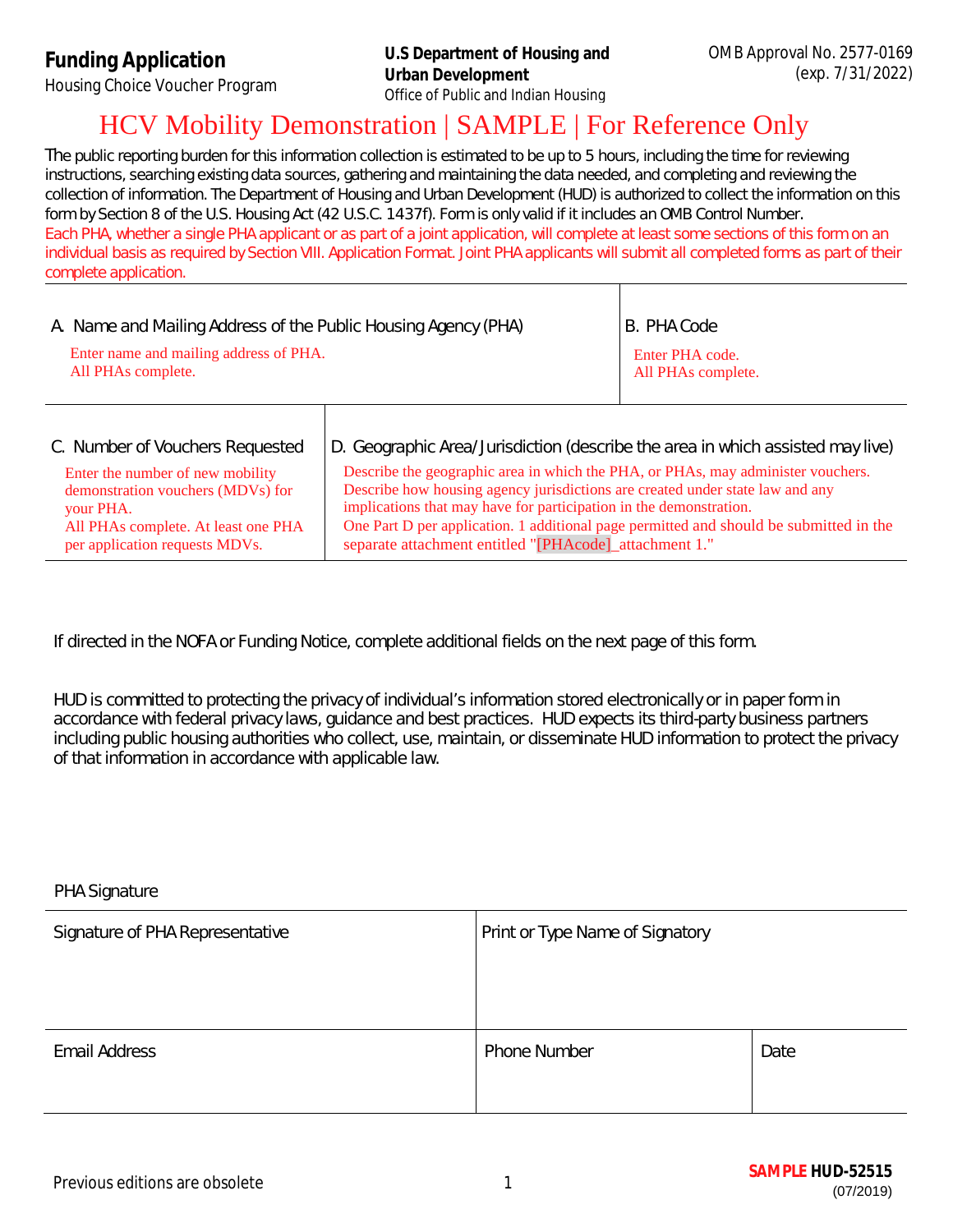**Funding Application**
Housing Choice Voucher Program

**U.S Department of Housing and Urban Development**
Office of Public and Indian Housing

OMB Approval No. 2577-0169
(exp. 7/31/2022)

# HCV Mobility Demonstration | SAMPLE | For Reference Only

The public reporting burden for this information collection is estimated to be up to 5 hours, including the time for reviewing instructions, searching existing data sources, gathering and maintaining the data needed, and completing and reviewing the collection of information. The Department of Housing and Urban Development (HUD) is authorized to collect the information on this form by Section 8 of the U.S. Housing Act (42 U.S.C. 1437f). Form is only valid if it includes an OMB Control Number. Each PHA, whether a single PHA applicant or as part of a joint application, will complete at least some sections of this form on an individual basis as required by Section VIII. Application Format. Joint PHA applicants will submit all completed forms as part of their complete application.

| A. Name and Mailing Address of the Public Housing Agency (PHA) | B. PHA Code |
| --- | --- |
| Enter name and mailing address of PHA. All PHAs complete. | Enter PHA code. All PHAs complete. |

| C. Number of Vouchers Requested | D. Geographic Area/Jurisdiction (describe the area in which assisted may live) |
| --- | --- |
| Enter the number of new mobility demonstration vouchers (MDVs) for your PHA. All PHAs complete. At least one PHA per application requests MDVs. | Describe the geographic area in which the PHA, or PHAs, may administer vouchers. Describe how housing agency jurisdictions are created under state law and any implications that may have for participation in the demonstration. One Part D per application. 1 additional page permitted and should be submitted in the separate attachment entitled "[PHAcode]_attachment 1." |

If directed in the NOFA or Funding Notice, complete additional fields on the next page of this form.

HUD is committed to protecting the privacy of individual's information stored electronically or in paper form in accordance with federal privacy laws, guidance and best practices. HUD expects its third-party business partners including public housing authorities who collect, use, maintain, or disseminate HUD information to protect the privacy of that information in accordance with applicable law.

PHA Signature

| Signature of PHA Representative | Print or Type Name of Signatory | |
| --- | --- | --- |
| | | |
| Email Address | Phone Number | Date |
| | | |

Previous editions are obsolete

**SAMPLE HUD-52515**
(07/2019)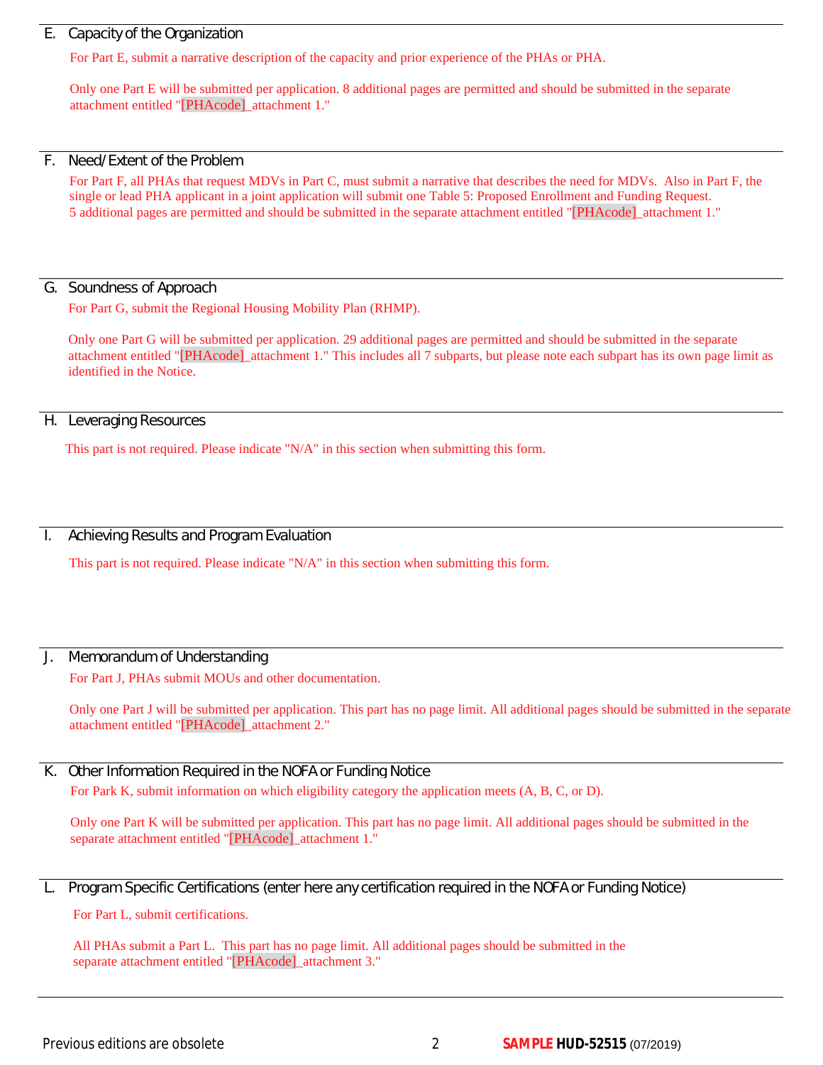## E. Capacity of the Organization

For Part E, submit a narrative description of the capacity and prior experience of the PHAs or PHA.

Only one Part E will be submitted per application. 8 additional pages are permitted and should be submitted in the separate attachment entitled "[PHAcode]_attachment 1."

## F. Need/Extent of the Problem

For Part F, all PHAs that request MDVs in Part C, must submit a narrative that describes the need for MDVs. Also in Part F, the single or lead PHA applicant in a joint application will submit one Table 5: Proposed Enrollment and Funding Request. 5 additional pages are permitted and should be submitted in the separate attachment entitled "[PHAcode]_attachment 1."

## G. Soundness of Approach

For Part G, submit the Regional Housing Mobility Plan (RHMP).

Only one Part G will be submitted per application. 29 additional pages are permitted and should be submitted in the separate attachment entitled "[PHAcode]_attachment 1." This includes all 7 subparts, but please note each subpart has its own page limit as identified in the Notice.

## H. Leveraging Resources

This part is not required. Please indicate "N/A" in this section when submitting this form.

## I. Achieving Results and Program Evaluation

This part is not required. Please indicate "N/A" in this section when submitting this form.

## J. Memorandum of Understanding

For Part J, PHAs submit MOUs and other documentation.

Only one Part J will be submitted per application. This part has no page limit. All additional pages should be submitted in the separate attachment entitled "[PHAcode]_attachment 2."

## K. Other Information Required in the NOFA or Funding Notice

For Park K, submit information on which eligibility category the application meets (A, B, C, or D).

Only one Part K will be submitted per application. This part has no page limit. All additional pages should be submitted in the separate attachment entitled "[PHAcode]_attachment 1."

## L. Program Specific Certifications (enter here any certification required in the NOFA or Funding Notice)

For Part L, submit certifications.

All PHAs submit a Part L. This part has no page limit. All additional pages should be submitted in the separate attachment entitled "[PHAcode]_attachment 3."

Previous editions are obsolete **SAMPLE HUD-52515** (07/2019)